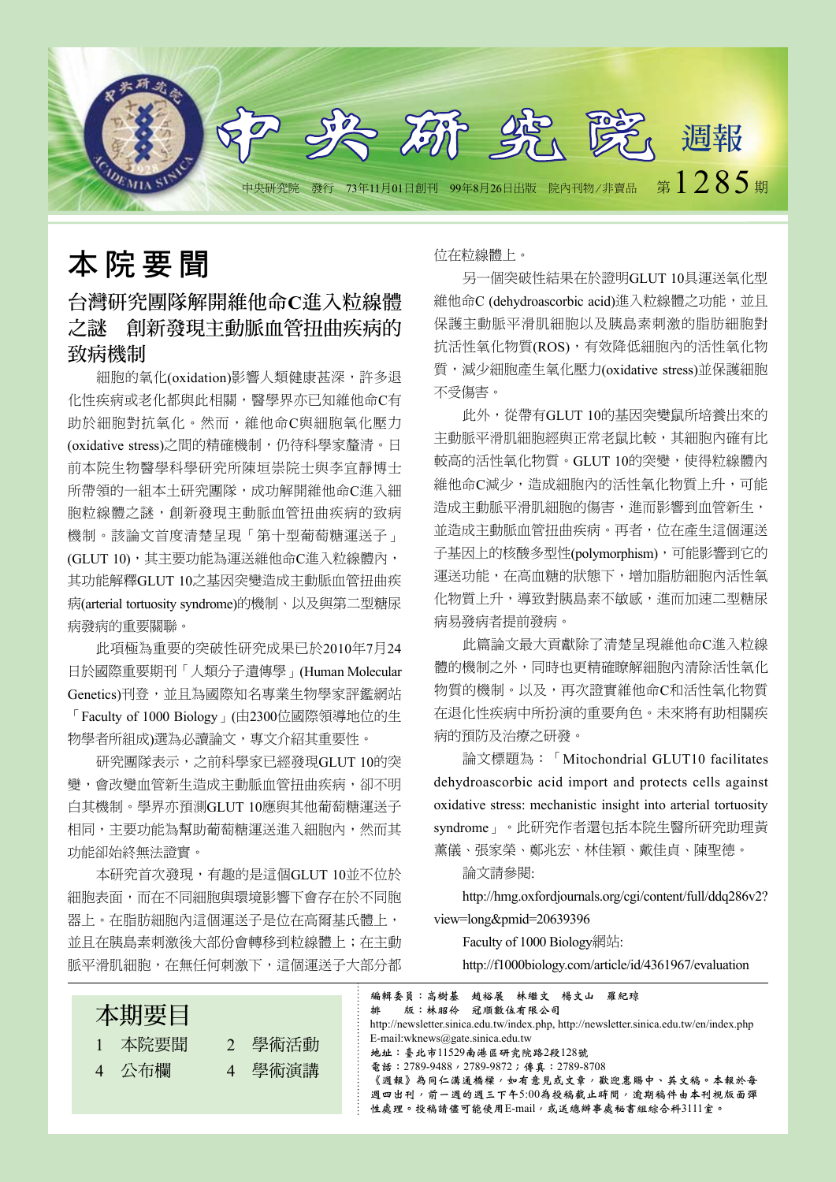# 中央研究院 週報

中央研究院 發行 73年11月01日創刊 99年8月26日出版 院內刊物/非賣品 第1285期

## 本院要聞

### 台灣研究團隊解開維他命C進入粒線體之謎 創新發現主動脈血管扭曲疾病的致病機制

細胞的氧化(oxidation)影響人類健康甚深，許多退化性疾病或老化都與此相關，醫學界亦已知維他命C有助於細胞對抗氧化。然而，維他命C與細胞氧化壓力(oxidative stress)之間的精確機制，仍待科學家釐清。日前本院生物醫學科學研究所陳垣崇院士與李宜靜博士所帶領的一組本土研究團隊，成功解開維他命C進入細胞粒線體之謎，創新發現主動脈血管扭曲疾病的致病機制。該論文首度清楚呈現「第十型葡萄糖運送子」(GLUT 10)，其主要功能為運送維他命C進入粒線體內，其功能解釋GLUT 10之基因突變造成主動脈血管扭曲疾病(arterial tortuosity syndrome)的機制、以及與第二型糖尿病發病的重要關聯。

此項極為重要的突破性研究成果已於2010年7月24日於國際重要期刊「人類分子遺傳學」(Human Molecular Genetics)刊登，並且為國際知名專業生物學家評鑑網站「Faculty of 1000 Biology」(由2300位國際領導地位的生物學者所組成)選為必讀論文，專文介紹其重要性。

研究團隊表示，之前科學家已經發現GLUT 10的突變，會改變血管新生造成主動脈血管扭曲疾病，卻不明白其機制。學界亦預測GLUT 10應與其他葡萄糖運送子相同，主要功能為幫助葡萄糖運送進入細胞內，然而其功能卻始終無法證實。

本研究首次發現，有趣的是這個GLUT 10並不位於細胞表面，而在不同細胞與環境影響下會存在於不同胞器上。在脂肪細胞內這個運送子是位在高爾基氏體上，並且在胰島素刺激後大部份會轉移到粒線體上；在主動脈平滑肌細胞，在無任何刺激下，這個運送子大部分都位在粒線體上。

另一個突破性結果在於證明GLUT 10具運送氧化型維他命C (dehydroascorbic acid)進入粒線體之功能，並且保護主動脈平滑肌細胞以及胰島素刺激的脂肪細胞對抗活性氧化物質(ROS)，有效降低細胞內的活性氧化物質，減少細胞產生氧化壓力(oxidative stress)並保護細胞不受傷害。

此外，從帶有GLUT 10的基因突變鼠所培養出來的主動脈平滑肌細胞經與正常老鼠比較，其細胞內確有比較高的活性氧化物質。GLUT 10的突變，使得粒線體內維他命C減少，造成細胞內的活性氧化物質上升，可能造成主動脈平滑肌細胞的傷害，進而影響到血管新生，並造成主動脈血管扭曲疾病。再者，位在產生這個運送子基因上的核酸多型性(polymorphism)，可能影響到它的運送功能，在高血糖的狀態下，增加脂肪細胞內活性氧化物質上升，導致對胰島素不敏感，進而加速二型糖尿病易發病者提前發病。

此篇論文最大貢獻除了清楚呈現維他命C進入粒線體的機制之外，同時也更精確瞭解細胞內清除活性氧化物質的機制。以及，再次證實維他命C和活性氧化物質在退化性疾病中所扮演的重要角色。未來將有助相關疾病的預防及治療之研發。

論文標題為：「Mitochondrial GLUT10 facilitates dehydroascorbic acid import and protects cells against oxidative stress: mechanistic insight into arterial tortuosity syndrome」。此研究作者還包括本院生醫所研究助理黃薰儀、張家榮、鄭兆宏、林佳穎、戴佳貞、陳聖德。

論文請參閱:

http://hmg.oxfordjournals.org/cgi/content/full/ddq286v2?view=long&pmid=20639396

Faculty of 1000 Biology網站:

http://f1000biology.com/article/id/4361967/evaluation

---

## 本期要目

| | | | |
|---|---|---|---|
| 1 | 本院要聞 | 2 | 學術活動 |
| 4 | 公布欄 | 4 | 學術演講 |

編輯委員：高樹基 趙裕展 林繼文 楊文山 羅紀琼

排 版：林紹伶 冠順數位有限公司

http://newsletter.sinica.edu.tw/index.php, http://newsletter.sinica.edu.tw/en/index.php

E-mail:wknews@gate.sinica.edu.tw

地址：臺北市11529南港區研究院路2段128號

電話：2789-9488，2789-9872；傳真：2789-8708

《週報》為同仁溝通橋樑，如有意見或文章，歡迎惠賜中、英文稿。本報於每週四出刊，前一週的週三下午5:00為投稿截止時間，逾期稿件由本刊視版面彈性處理。投稿請儘可能使用E-mail，或送總辦事處秘書組綜合科3111室。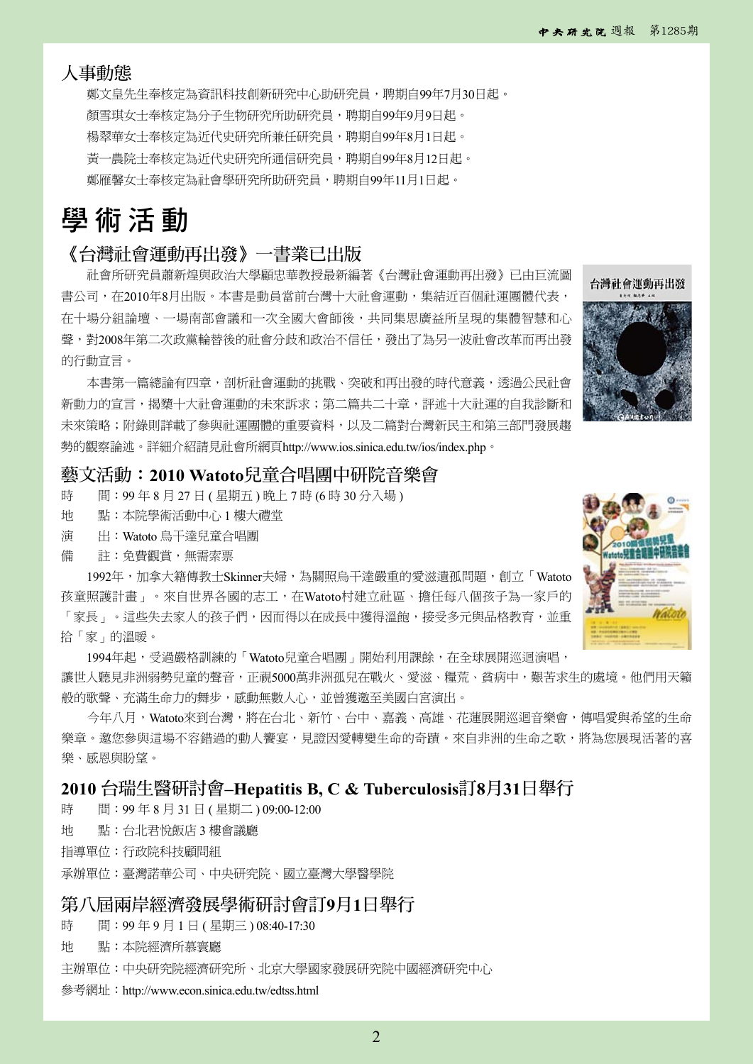## 人事動態

鄭文皇先生奉核定為資訊科技創新研究中心助研究員，聘期自99年7月30日起。

顏雪琪女士奉核定為分子生物研究所助研究員，聘期自99年9月9日起。

楊翠華女士奉核定為近代史研究所兼任研究員，聘期自99年8月1日起。

黃一農院士奉核定為近代史研究所通信研究員，聘期自99年8月12日起。

鄭雁馨女士奉核定為社會學研究所助研究員，聘期自99年11月1日起。

# 學術活動

## 《台灣社會運動再出發》一書業已出版

社會所研究員蕭新煌與政治大學顧忠華教授最新編著《台灣社會運動再出發》已由巨流圖書公司，在2010年8月出版。本書是動員當前台灣十大社會運動，集結近百個社運團體代表，在十場分組論壇、一場南部會議和一次全國大會師後，共同集思廣益所呈現的集體智慧和心聲，對2008年第二次政黨輪替後的社會分歧和政治不信任，發出了為另一波社會改革而再出發的行動宣言。

本書第一篇總論有四章，剖析社會運動的挑戰、突破和再出發的時代意義，透過公民社會新動力的宣言，揭櫫十大社會運動的未來訴求；第二篇共二十章，評述十大社運的自我診斷和未來策略；附錄則詳載了參與社運團體的重要資料，以及二篇對台灣新民主和第三部門發展趨勢的觀察論述。詳細介紹請見社會所網頁http://www.ios.sinica.edu.tw/ios/index.php。

## 藝文活動：2010 Watoto兒童合唱團中研院音樂會

時　間：99 年 8 月 27 日 ( 星期五 ) 晚上 7 時 (6 時 30 分入場 )

地　點：本院學術活動中心 1 樓大禮堂

演　出：Watoto 烏干達兒童合唱團

備　註：免費觀賞，無需索票

1992年，加拿大籍傳教士Skinner夫婦，為關照烏干達嚴重的愛滋遺孤問題，創立「Watoto孩童照護計畫」。來自世界各國的志工，在Watoto村建立社區、擔任每八個孩子為一家戶的「家長」。這些失去家人的孩子們，因而得以在成長中獲得溫飽，接受多元與品格教育，並重拾「家」的溫暖。

1994年起，受過嚴格訓練的「Watoto兒童合唱團」開始利用課餘，在全球展開巡迴演唱，讓世人聽見非洲弱勢兒童的聲音，正視5000萬非洲孤兒在戰火、愛滋、糧荒、貧病中，艱苦求生的處境。他們用天籟般的歌聲、充滿生命力的舞步，感動無數人心，並曾獲邀至美國白宮演出。

今年八月，Watoto來到台灣，將在台北、新竹、台中、嘉義、高雄、花蓮展開巡迴音樂會，傳唱愛與希望的生命樂章。邀您參與這場不容錯過的動人饗宴，見證因愛轉變生命的奇蹟。來自非洲的生命之歌，將為您展現活著的喜樂、感恩與盼望。

## 2010 台瑞生醫研討會–Hepatitis B, C & Tuberculosis訂8月31日舉行

時　間：99 年 8 月 31 日 ( 星期二 ) 09:00-12:00

地　點：台北君悅飯店 3 樓會議廳

指導單位：行政院科技顧問組

承辦單位：臺灣諾華公司、中央研究院、國立臺灣大學醫學院

## 第八屆兩岸經濟發展學術研討會訂9月1日舉行

時　間：99 年 9 月 1 日 ( 星期三 ) 08:40-17:30

地　點：本院經濟所慕寰廳

主辦單位：中央研究院經濟研究所、北京大學國家發展研究院中國經濟研究中心

參考網址：http://www.econ.sinica.edu.tw/edtss.html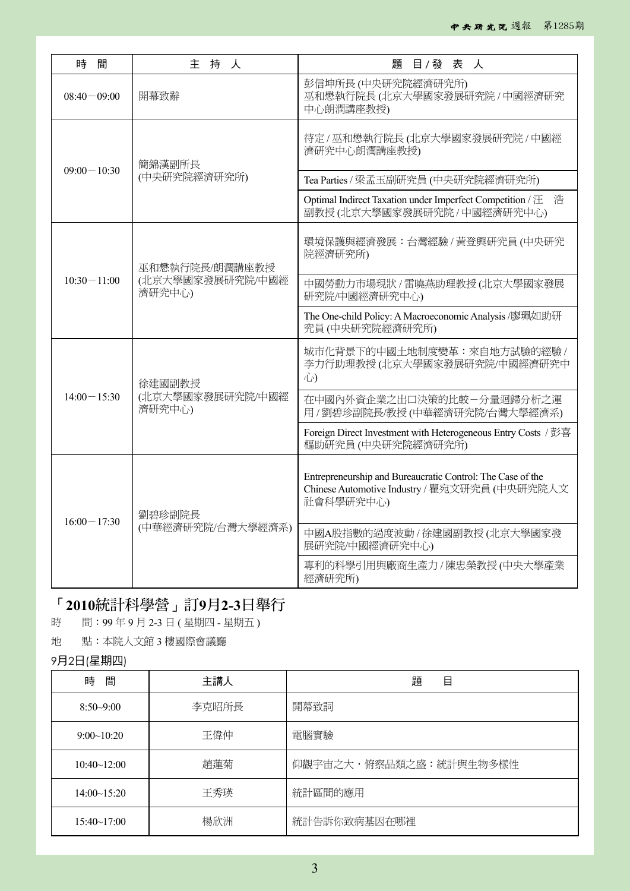| 時　間 | 主　持　人 | 題　目 / 發　表　人 |
|---|---|---|
| 08:40－09:00 | 開幕致辭 | 彭信坤所長 (中央研究院經濟研究所)<br>巫和懋執行院長 (北京大學國家發展研究院 / 中國經濟研究中心朗潤講座教授) |
| 09:00－10:30 | 簡錦漢副所長<br>(中央研究院經濟研究所) | 待定 / 巫和懋執行院長 (北京大學國家發展研究院 / 中國經濟研究中心朗潤講座教授) |
| | | Tea Parties / 梁孟玉副研究員 (中央研究院經濟研究所) |
| | | Optimal Indirect Taxation under Imperfect Competition / 汪　浩副教授 (北京大學國家發展研究院 / 中國經濟研究中心) |
| 10:30－11:00 | 巫和懋執行院長/朗潤講座教授<br>(北京大學國家發展研究院/中國經濟研究中心) | 環境保護與經濟發展：台灣經驗 / 黃登興研究員 (中央研究院經濟研究所) |
| | | 中國勞動力市場現狀 / 雷曉燕助理教授 (北京大學國家發展研究院/中國經濟研究中心) |
| | | The One-child Policy: A Macroeconomic Analysis /廖珮如助研究員 (中央研究院經濟研究所) |
| 14:00－15:30 | 徐建國副教授<br>(北京大學國家發展研究院/中國經濟研究中心) | 城市化背景下的中國土地制度變革：來自地方試驗的經驗 / 李力行助理教授 (北京大學國家發展研究院/中國經濟研究中心) |
| | | 在中國內外資企業之出口決策的比較－分量迴歸分析之運用 / 劉碧珍副院長/教授 (中華經濟研究院/台灣大學經濟系) |
| | | Foreign Direct Investment with Heterogeneous Entry Costs / 彭喜樞助研究員 (中央研究院經濟研究所) |
| 16:00－17:30 | 劉碧珍副院長<br>(中華經濟研究院/台灣大學經濟系) | Entrepreneurship and Bureaucratic Control: The Case of the Chinese Automotive Industry / 瞿宛文研究員 (中央研究院人文社會科學研究中心) |
| | | 中國A股指數的過度波動 / 徐建國副教授 (北京大學國家發展研究院/中國經濟研究中心) |
| | | 專利的科學引用與廠商生產力 / 陳忠榮教授 (中央大學產業經濟研究所) |

## 「2010統計科學營」訂9月2-3日舉行

時　　間：99 年 9 月 2-3 日 ( 星期四 - 星期五 )

地　　點：本院人文館 3 樓國際會議廳

9月2日(星期四)

| 時　間 | 主講人 | 題　　目 |
|---|---|---|
| 8:50~9:00 | 李克昭所長 | 開幕致詞 |
| 9:00~10:20 | 王偉仲 | 電腦實驗 |
| 10:40~12:00 | 趙蓮菊 | 仰觀宇宙之大，俯察品類之盛：統計與生物多樣性 |
| 14:00~15:20 | 王秀瑛 | 統計區間的應用 |
| 15:40~17:00 | 楊欣洲 | 統計告訴你致病基因在哪裡 |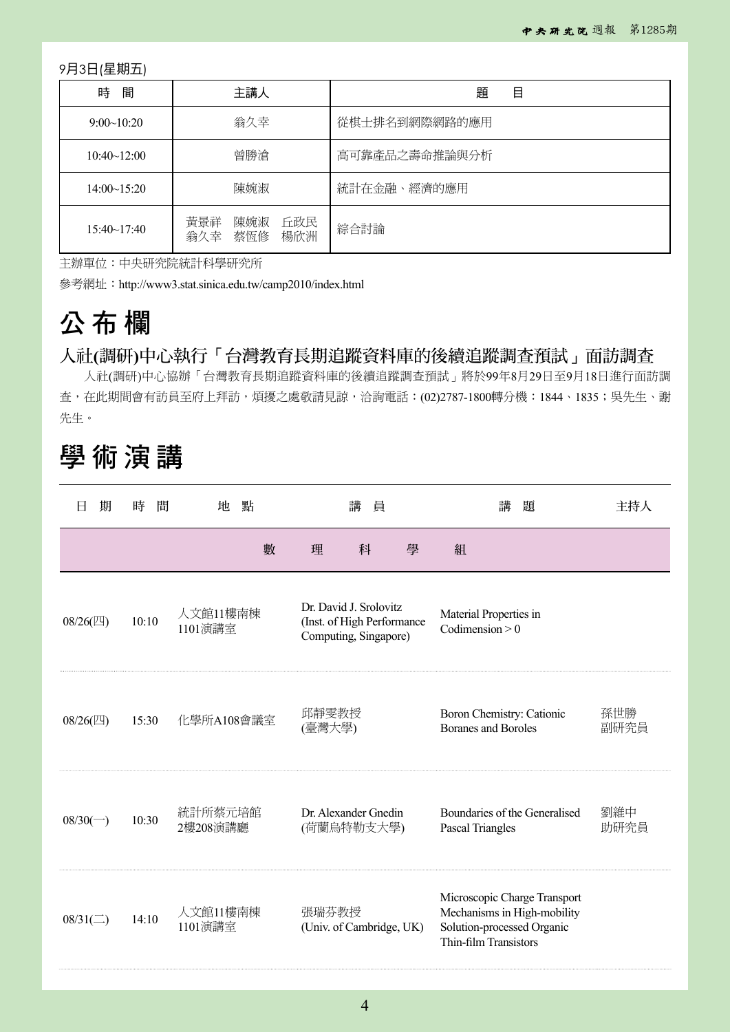9月3日(星期五)

| 時　間 | 主講人 | 題　　目 |
|---|---|---|
| 9:00~10:20 | 翁久幸 | 從棋士排名到網際網路的應用 |
| 10:40~12:00 | 曾勝滄 | 高可靠產品之壽命推論與分析 |
| 14:00~15:20 | 陳婉淑 | 統計在金融、經濟的應用 |
| 15:40~17:40 | 黃景祥　陳婉淑　丘政民 翁久幸　蔡恆修　楊欣洲 | 綜合討論 |

主辦單位：中央研究院統計科學研究所

參考網址：http://www3.stat.sinica.edu.tw/camp2010/index.html

# 公 布 欄

## 人社(調研)中心執行「台灣教育長期追蹤資料庫的後續追蹤調查預試」面訪調查

人社(調研)中心協辦「台灣教育長期追蹤資料庫的後續追蹤調查預試」將於99年8月29日至9月18日進行面訪調查，在此期間會有訪員至府上拜訪，煩擾之處敬請見諒，洽詢電話：(02)2787-1800轉分機：1844、1835；吳先生、謝先生。

# 學 術 演 講

| 日　期 | 時　間 | 地　點 | 講　員 | 講　題 | 主持人 |
|---|---|---|---|---|---|
| | | 數　理　科　學　組 | | | |
| 08/26(四) | 10:10 | 人文館11樓南棟 1101演講室 | Dr. David J. Srolovitz (Inst. of High Performance Computing, Singapore) | Material Properties in Codimension > 0 | |
| 08/26(四) | 15:30 | 化學所A108會議室 | 邱靜雯教授 (臺灣大學) | Boron Chemistry: Cationic Boranes and Boroles | 孫世勝 副研究員 |
| 08/30(一) | 10:30 | 統計所蔡元培館 2樓208演講廳 | Dr. Alexander Gnedin (荷蘭烏特勒支大學) | Boundaries of the Generalised Pascal Triangles | 劉維中 助研究員 |
| 08/31(二) | 14:10 | 人文館11樓南棟 1101演講室 | 張瑞芬教授 (Univ. of Cambridge, UK) | Microscopic Charge Transport Mechanisms in High-mobility Solution-processed Organic Thin-film Transistors | |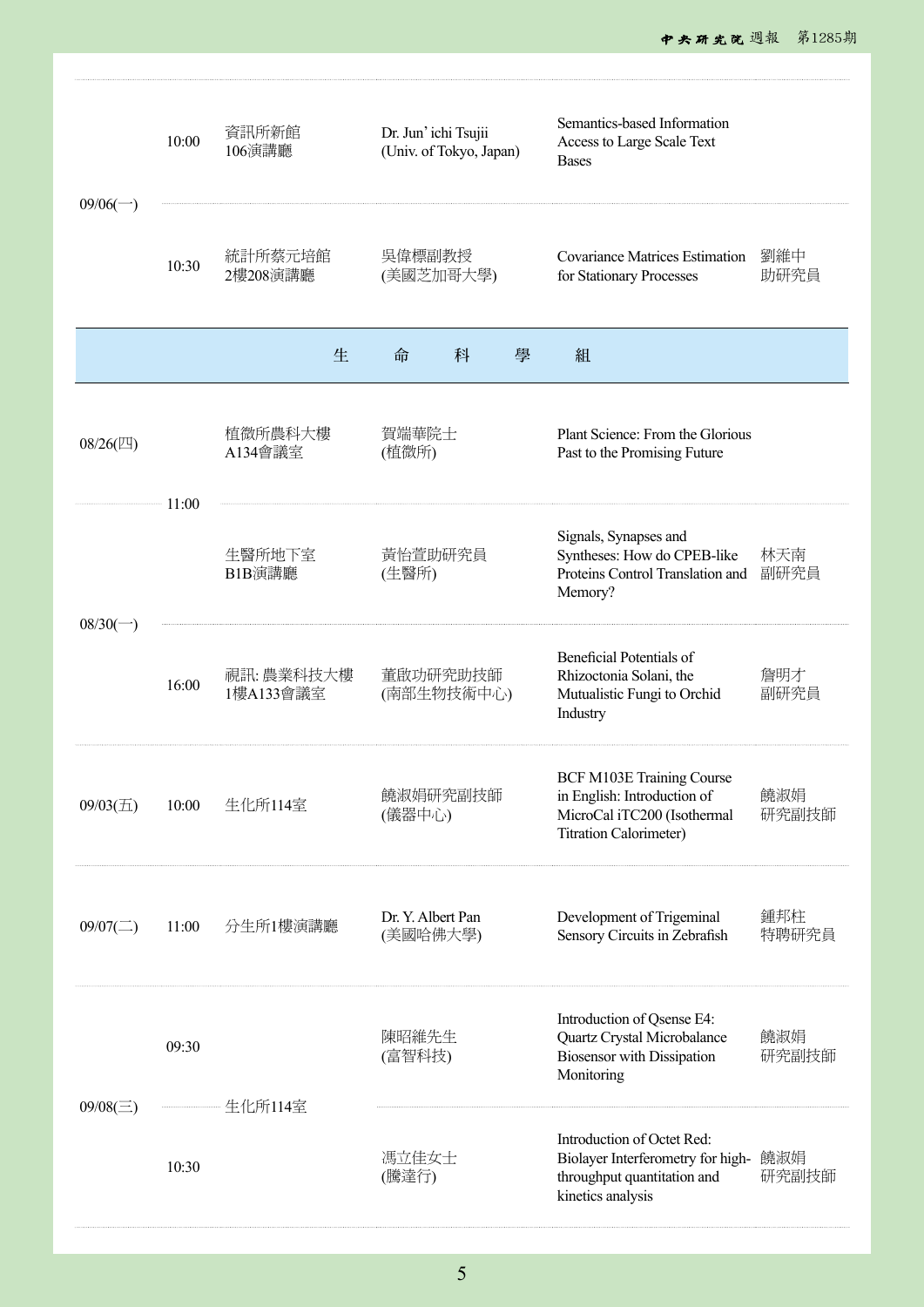| 日期 | 時間 | 地點 | 演講者 | 講題 | 主持人 |
|---|---|---|---|---|---|
| 09/06(一) | 10:00 | 資訊所新館<br>106演講廳 | Dr. Jun' ichi Tsujii<br>(Univ. of Tokyo, Japan) | Semantics-based Information Access to Large Scale Text Bases | |
| 09/06(一) | 10:30 | 統計所蔡元培館<br>2樓208演講廳 | 吳偉標副教授<br>(美國芝加哥大學) | Covariance Matrices Estimation for Stationary Processes | 劉維中<br>助研究員 |

## 生命科學組

| 日期 | 時間 | 地點 | 演講者 | 講題 | 主持人 |
|---|---|---|---|---|---|
| 08/26(四) | 11:00 | 植微所農科大樓<br>A134會議室 | 賀端華院士<br>(植微所) | Plant Science: From the Glorious Past to the Promising Future | |
| 08/30(一) | 11:00 | 生醫所地下室<br>B1B演講廳 | 黃怡萱助研究員<br>(生醫所) | Signals, Synapses and Syntheses: How do CPEB-like Proteins Control Translation and Memory? | 林天南<br>副研究員 |
| 08/30(一) | 16:00 | 視訊: 農業科技大樓<br>1樓A133會議室 | 董啟功研究助技師<br>(南部生物技術中心) | Beneficial Potentials of Rhizoctonia Solani, the Mutualistic Fungi to Orchid Industry | 詹明才<br>副研究員 |
| 09/03(五) | 10:00 | 生化所114室 | 饒淑娟研究副技師<br>(儀器中心) | BCF M103E Training Course in English: Introduction of MicroCal iTC200 (Isothermal Titration Calorimeter) | 饒淑娟<br>研究副技師 |
| 09/07(二) | 11:00 | 分生所1樓演講廳 | Dr. Y. Albert Pan<br>(美國哈佛大學) | Development of Trigeminal Sensory Circuits in Zebrafish | 鍾邦柱<br>特聘研究員 |
| 09/08(三) | 09:30 | 生化所114室 | 陳昭維先生<br>(富智科技) | Introduction of Qsense E4: Quartz Crystal Microbalance Biosensor with Dissipation Monitoring | 饒淑娟<br>研究副技師 |
| 09/08(三) | 10:30 | 生化所114室 | 馮立佳女士<br>(騰達行) | Introduction of Octet Red: Biolayer Interferometry for high-throughput quantitation and kinetics analysis | 饒淑娟<br>研究副技師 |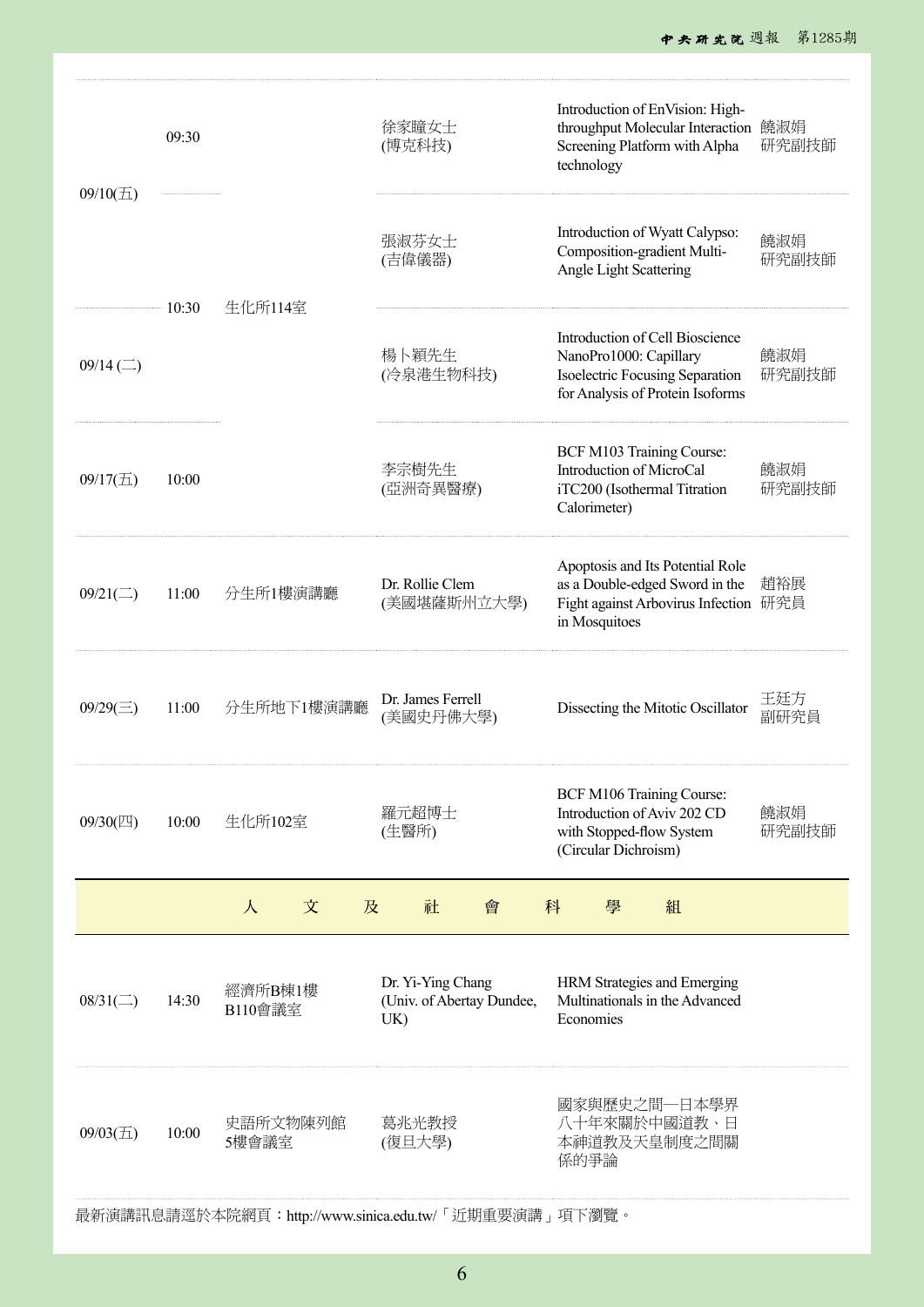| | | | | | |
|---|---|---|---|---|---|
| 09/10(五) | 09:30 | 生化所114室 | 徐家瞳女士 (博克科技) | Introduction of EnVision: High-throughput Molecular Interaction Screening Platform with Alpha technology | 饒淑娟 研究副技師 |
| | 10:30 | | 張淑芬女士 (吉偉儀器) | Introduction of Wyatt Calypso: Composition-gradient Multi-Angle Light Scattering | 饒淑娟 研究副技師 |
| 09/14 (二) | 10:30 | | 楊卜穎先生 (冷泉港生物科技) | Introduction of Cell Bioscience NanoPro1000: Capillary Isoelectric Focusing Separation for Analysis of Protein Isoforms | 饒淑娟 研究副技師 |
| 09/17(五) | 10:00 | | 李宗樹先生 (亞洲奇異醫療) | BCF M103 Training Course: Introduction of MicroCal iTC200 (Isothermal Titration Calorimeter) | 饒淑娟 研究副技師 |
| 09/21(二) | 11:00 | 分生所1樓演講廳 | Dr. Rollie Clem (美國堪薩斯州立大學) | Apoptosis and Its Potential Role as a Double-edged Sword in the Fight against Arbovirus Infection in Mosquitoes | 趙裕展 研究員 |
| 09/29(三) | 11:00 | 分生所地下1樓演講廳 | Dr. James Ferrell (美國史丹佛大學) | Dissecting the Mitotic Oscillator | 王廷方 副研究員 |
| 09/30(四) | 10:00 | 生化所102室 | 羅元超博士 (生醫所) | BCF M106 Training Course: Introduction of Aviv 202 CD with Stopped-flow System (Circular Dichroism) | 饒淑娟 研究副技師 |

## 人文及社會科學組

| | | | | | |
|---|---|---|---|---|---|
| 08/31(二) | 14:30 | 經濟所B棟1樓 B110會議室 | Dr. Yi-Ying Chang (Univ. of Abertay Dundee, UK) | HRM Strategies and Emerging Multinationals in the Advanced Economies | |
| 09/03(五) | 10:00 | 史語所文物陳列館 5樓會議室 | 葛兆光教授 (復旦大學) | 國家與歷史之間─日本學界八十年來關於中國道教、日本神道教及天皇制度之間關係的爭論 | |

最新演講訊息請逕於本院網頁：http://www.sinica.edu.tw/「近期重要演講」項下瀏覽。